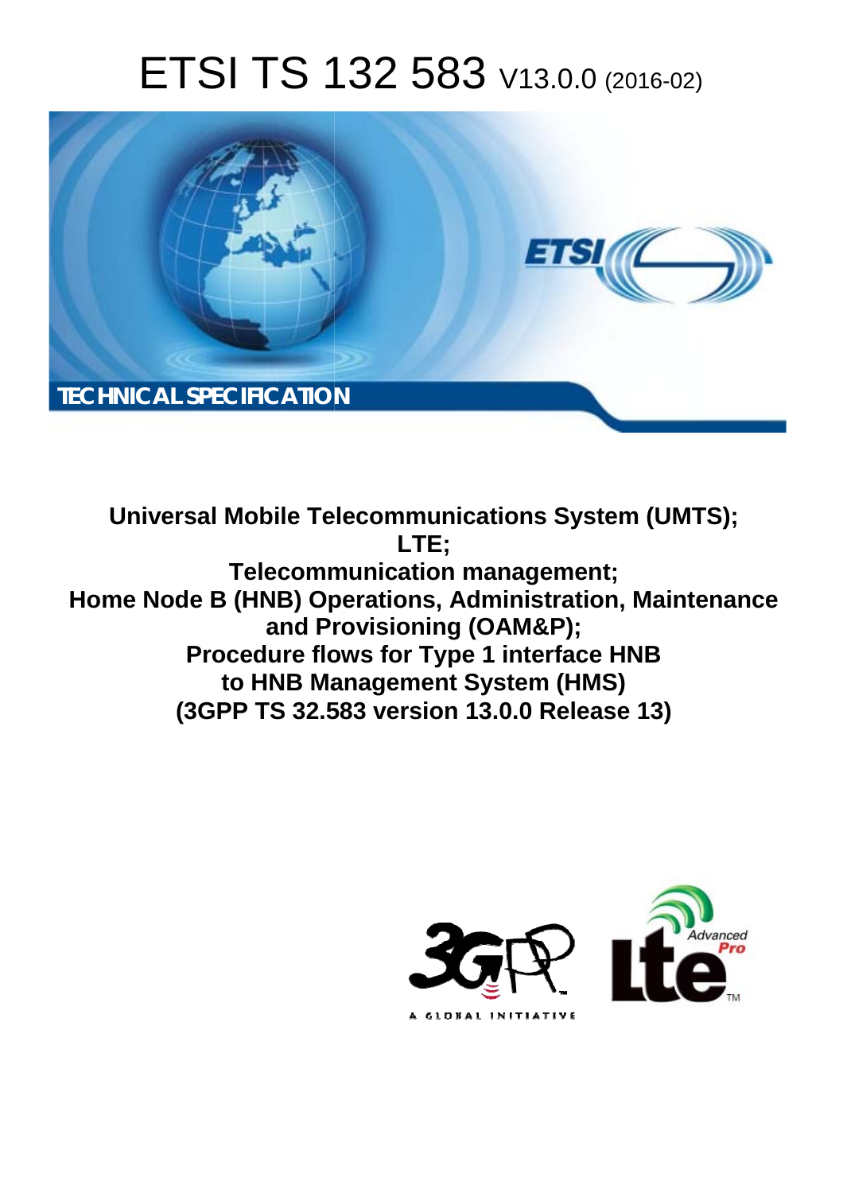# ETSI TS 132 583 V13.0.0 (2016-02)

**TECHNICAL SPECIFICATION**

**Universal Mobile Telecommunications System (UMTS);**
**LTE;**
**Telecommunication management;**
**Home Node B (HNB) Operations, Administration, Maintenance and Provisioning (OAM&P);**
**Procedure flows for Type 1 interface HNB to HNB Management System (HMS)**
**(3GPP TS 32.583 version 13.0.0 Release 13)**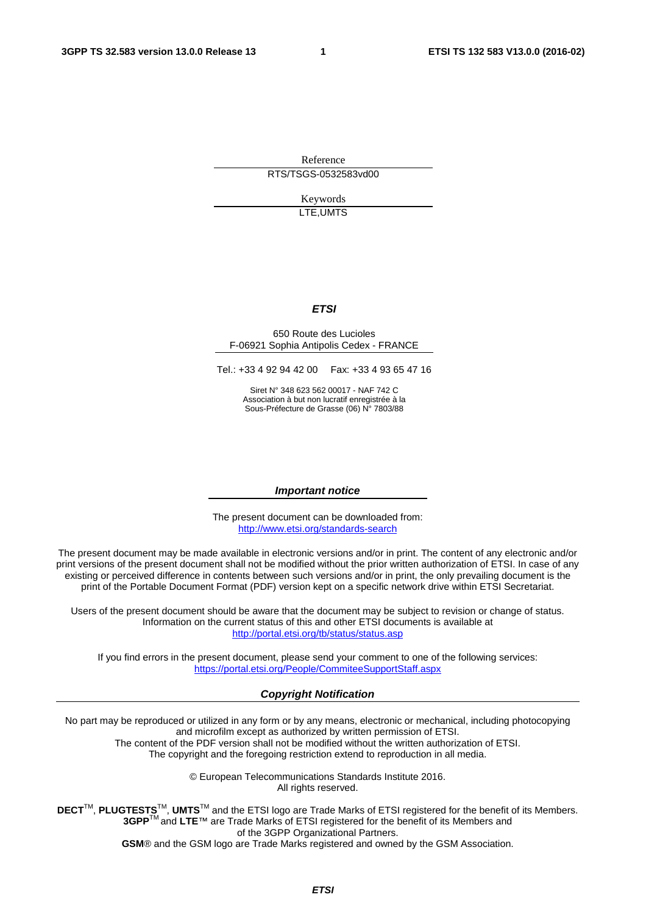Reference

RTS/TSGS-0532583vd00

Keywords

LTE,UMTS

***ETSI***

650 Route des Lucioles
F-06921 Sophia Antipolis Cedex - FRANCE

Tel.: +33 4 92 94 42 00 Fax: +33 4 93 65 47 16

Siret N° 348 623 562 00017 - NAF 742 C
Association à but non lucratif enregistrée à la
Sous-Préfecture de Grasse (06) N° 7803/88

***Important notice***

The present document can be downloaded from:
http://www.etsi.org/standards-search

The present document may be made available in electronic versions and/or in print. The content of any electronic and/or print versions of the present document shall not be modified without the prior written authorization of ETSI. In case of any existing or perceived difference in contents between such versions and/or in print, the only prevailing document is the print of the Portable Document Format (PDF) version kept on a specific network drive within ETSI Secretariat.

Users of the present document should be aware that the document may be subject to revision or change of status. Information on the current status of this and other ETSI documents is available at
http://portal.etsi.org/tb/status/status.asp

If you find errors in the present document, please send your comment to one of the following services:
https://portal.etsi.org/People/CommiteeSupportStaff.aspx

***Copyright Notification***

No part may be reproduced or utilized in any form or by any means, electronic or mechanical, including photocopying and microfilm except as authorized by written permission of ETSI.
The content of the PDF version shall not be modified without the written authorization of ETSI.
The copyright and the foregoing restriction extend to reproduction in all media.

© European Telecommunications Standards Institute 2016.
All rights reserved.

**DECT**™, **PLUGTESTS**™, **UMTS**™ and the ETSI logo are Trade Marks of ETSI registered for the benefit of its Members.
**3GPP**™ and **LTE**™ are Trade Marks of ETSI registered for the benefit of its Members and of the 3GPP Organizational Partners.
**GSM**® and the GSM logo are Trade Marks registered and owned by the GSM Association.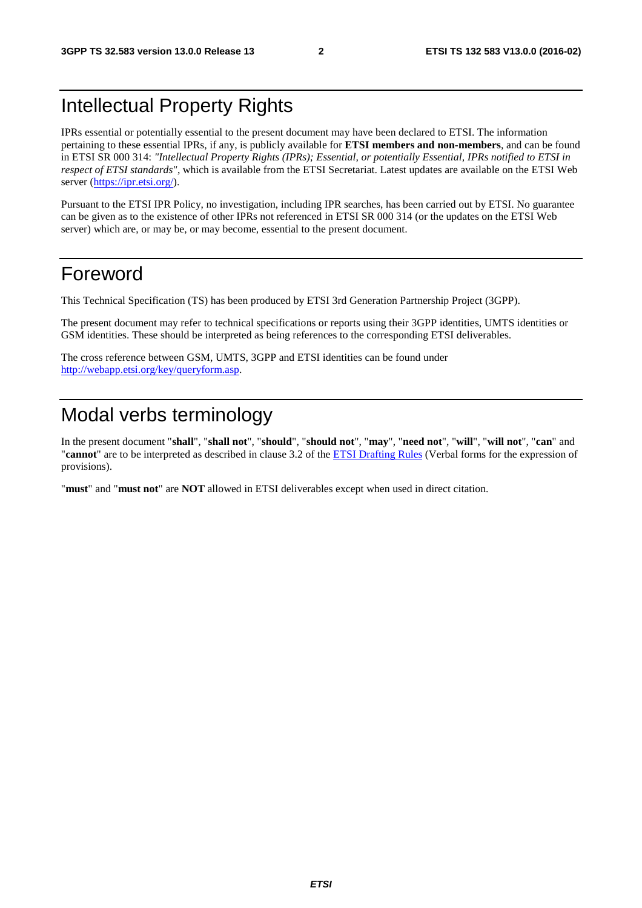# Intellectual Property Rights

IPRs essential or potentially essential to the present document may have been declared to ETSI. The information pertaining to these essential IPRs, if any, is publicly available for **ETSI members and non-members**, and can be found in ETSI SR 000 314: *"Intellectual Property Rights (IPRs); Essential, or potentially Essential, IPRs notified to ETSI in respect of ETSI standards"*, which is available from the ETSI Secretariat. Latest updates are available on the ETSI Web server (https://ipr.etsi.org/).

Pursuant to the ETSI IPR Policy, no investigation, including IPR searches, has been carried out by ETSI. No guarantee can be given as to the existence of other IPRs not referenced in ETSI SR 000 314 (or the updates on the ETSI Web server) which are, or may be, or may become, essential to the present document.

# Foreword

This Technical Specification (TS) has been produced by ETSI 3rd Generation Partnership Project (3GPP).

The present document may refer to technical specifications or reports using their 3GPP identities, UMTS identities or GSM identities. These should be interpreted as being references to the corresponding ETSI deliverables.

The cross reference between GSM, UMTS, 3GPP and ETSI identities can be found under http://webapp.etsi.org/key/queryform.asp.

# Modal verbs terminology

In the present document "**shall**", "**shall not**", "**should**", "**should not**", "**may**", "**need not**", "**will**", "**will not**", "**can**" and "**cannot**" are to be interpreted as described in clause 3.2 of the ETSI Drafting Rules (Verbal forms for the expression of provisions).

"**must**" and "**must not**" are **NOT** allowed in ETSI deliverables except when used in direct citation.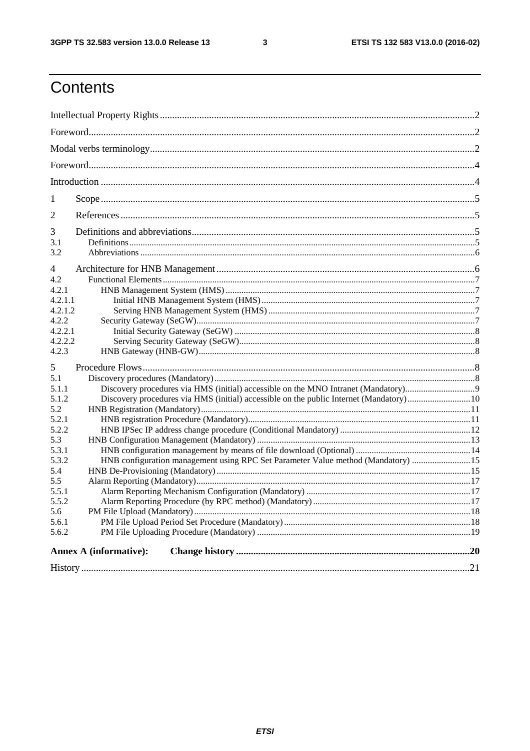# Contents

Intellectual Property Rights ... 2

Foreword ... 2

Modal verbs terminology ... 2

Foreword ... 4

Introduction ... 4

1 Scope ... 5

2 References ... 5

3 Definitions and abbreviations ... 5

3.1 Definitions ... 5

3.2 Abbreviations ... 6

4 Architecture for HNB Management ... 6

4.2 Functional Elements ... 7

4.2.1 HNB Management System (HMS) ... 7

4.2.1.1 Initial HNB Management System (HMS) ... 7

4.2.1.2 Serving HNB Management System (HMS) ... 7

4.2.2 Security Gateway (SeGW) ... 7

4.2.2.1 Initial Security Gateway (SeGW) ... 8

4.2.2.2 Serving Security Gateway (SeGW) ... 8

4.2.3 HNB Gateway (HNB-GW) ... 8

5 Procedure Flows ... 8

5.1 Discovery procedures (Mandatory) ... 8

5.1.1 Discovery procedures via HMS (initial) accessible on the MNO Intranet (Mandatory) ... 9

5.1.2 Discovery procedures via HMS (initial) accessible on the public Internet (Mandatory) ... 10

5.2 HNB Registration (Mandatory) ... 11

5.2.1 HNB registration Procedure (Mandatory) ... 11

5.2.2 HNB IPSec IP address change procedure (Conditional Mandatory) ... 12

5.3 HNB Configuration Management (Mandatory) ... 13

5.3.1 HNB configuration management by means of file download (Optional) ... 14

5.3.2 HNB configuration management using RPC Set Parameter Value method (Mandatory) ... 15

5.4 HNB De-Provisioning (Mandatory) ... 15

5.5 Alarm Reporting (Mandatory) ... 17

5.5.1 Alarm Reporting Mechanism Configuration (Mandatory) ... 17

5.5.2 Alarm Reporting Procedure (by RPC method) (Mandatory) ... 17

5.6 PM File Upload (Mandatory) ... 18

5.6.1 PM File Upload Period Set Procedure (Mandatory) ... 18

5.6.2 PM File Uploading Procedure (Mandatory) ... 19

**Annex A (informative): Change history ... 20**

History ... 21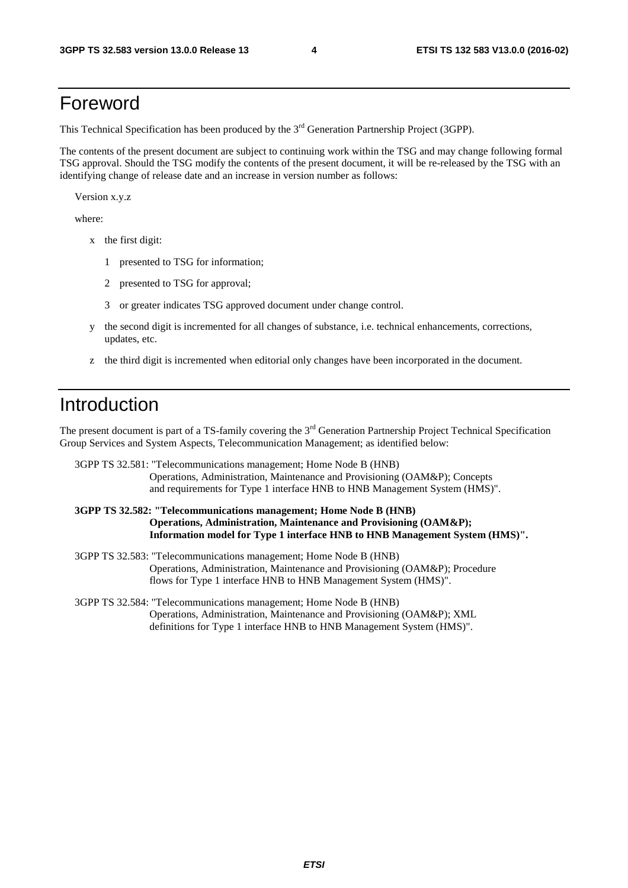# Foreword

This Technical Specification has been produced by the 3rd Generation Partnership Project (3GPP).

The contents of the present document are subject to continuing work within the TSG and may change following formal TSG approval. Should the TSG modify the contents of the present document, it will be re-released by the TSG with an identifying change of release date and an increase in version number as follows:

Version x.y.z

where:

- x the first digit:
  - 1 presented to TSG for information;
  - 2 presented to TSG for approval;
  - 3 or greater indicates TSG approved document under change control.
- y the second digit is incremented for all changes of substance, i.e. technical enhancements, corrections, updates, etc.
- z the third digit is incremented when editorial only changes have been incorporated in the document.

# Introduction

The present document is part of a TS-family covering the 3rd Generation Partnership Project Technical Specification Group Services and System Aspects, Telecommunication Management; as identified below:

3GPP TS 32.581: "Telecommunications management; Home Node B (HNB) Operations, Administration, Maintenance and Provisioning (OAM&P); Concepts and requirements for Type 1 interface HNB to HNB Management System (HMS)".

**3GPP TS 32.582: "Telecommunications management; Home Node B (HNB) Operations, Administration, Maintenance and Provisioning (OAM&P); Information model for Type 1 interface HNB to HNB Management System (HMS)".**

3GPP TS 32.583: "Telecommunications management; Home Node B (HNB) Operations, Administration, Maintenance and Provisioning (OAM&P); Procedure flows for Type 1 interface HNB to HNB Management System (HMS)".

3GPP TS 32.584: "Telecommunications management; Home Node B (HNB) Operations, Administration, Maintenance and Provisioning (OAM&P); XML definitions for Type 1 interface HNB to HNB Management System (HMS)".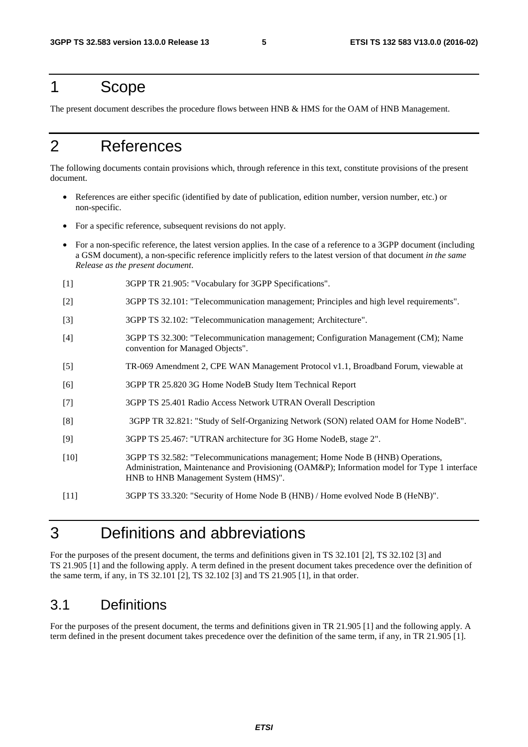# 1 Scope

The present document describes the procedure flows between HNB & HMS for the OAM of HNB Management.

# 2 References

The following documents contain provisions which, through reference in this text, constitute provisions of the present document.

- References are either specific (identified by date of publication, edition number, version number, etc.) or non-specific.
- For a specific reference, subsequent revisions do not apply.
- For a non-specific reference, the latest version applies. In the case of a reference to a 3GPP document (including a GSM document), a non-specific reference implicitly refers to the latest version of that document *in the same Release as the present document*.

[1] 3GPP TR 21.905: "Vocabulary for 3GPP Specifications".

[2] 3GPP TS 32.101: "Telecommunication management; Principles and high level requirements".

[3] 3GPP TS 32.102: "Telecommunication management; Architecture".

[4] 3GPP TS 32.300: "Telecommunication management; Configuration Management (CM); Name convention for Managed Objects".

[5] TR-069 Amendment 2, CPE WAN Management Protocol v1.1, Broadband Forum, viewable at

[6] 3GPP TR 25.820 3G Home NodeB Study Item Technical Report

[7] 3GPP TS 25.401 Radio Access Network UTRAN Overall Description

[8] 3GPP TR 32.821: "Study of Self-Organizing Network (SON) related OAM for Home NodeB".

[9] 3GPP TS 25.467: "UTRAN architecture for 3G Home NodeB, stage 2".

[10] 3GPP TS 32.582: "Telecommunications management; Home Node B (HNB) Operations, Administration, Maintenance and Provisioning (OAM&P); Information model for Type 1 interface HNB to HNB Management System (HMS)".

[11] 3GPP TS 33.320: "Security of Home Node B (HNB) / Home evolved Node B (HeNB)".

# 3 Definitions and abbreviations

For the purposes of the present document, the terms and definitions given in TS 32.101 [2], TS 32.102 [3] and TS 21.905 [1] and the following apply. A term defined in the present document takes precedence over the definition of the same term, if any, in TS 32.101 [2], TS 32.102 [3] and TS 21.905 [1], in that order.

## 3.1 Definitions

For the purposes of the present document, the terms and definitions given in TR 21.905 [1] and the following apply. A term defined in the present document takes precedence over the definition of the same term, if any, in TR 21.905 [1].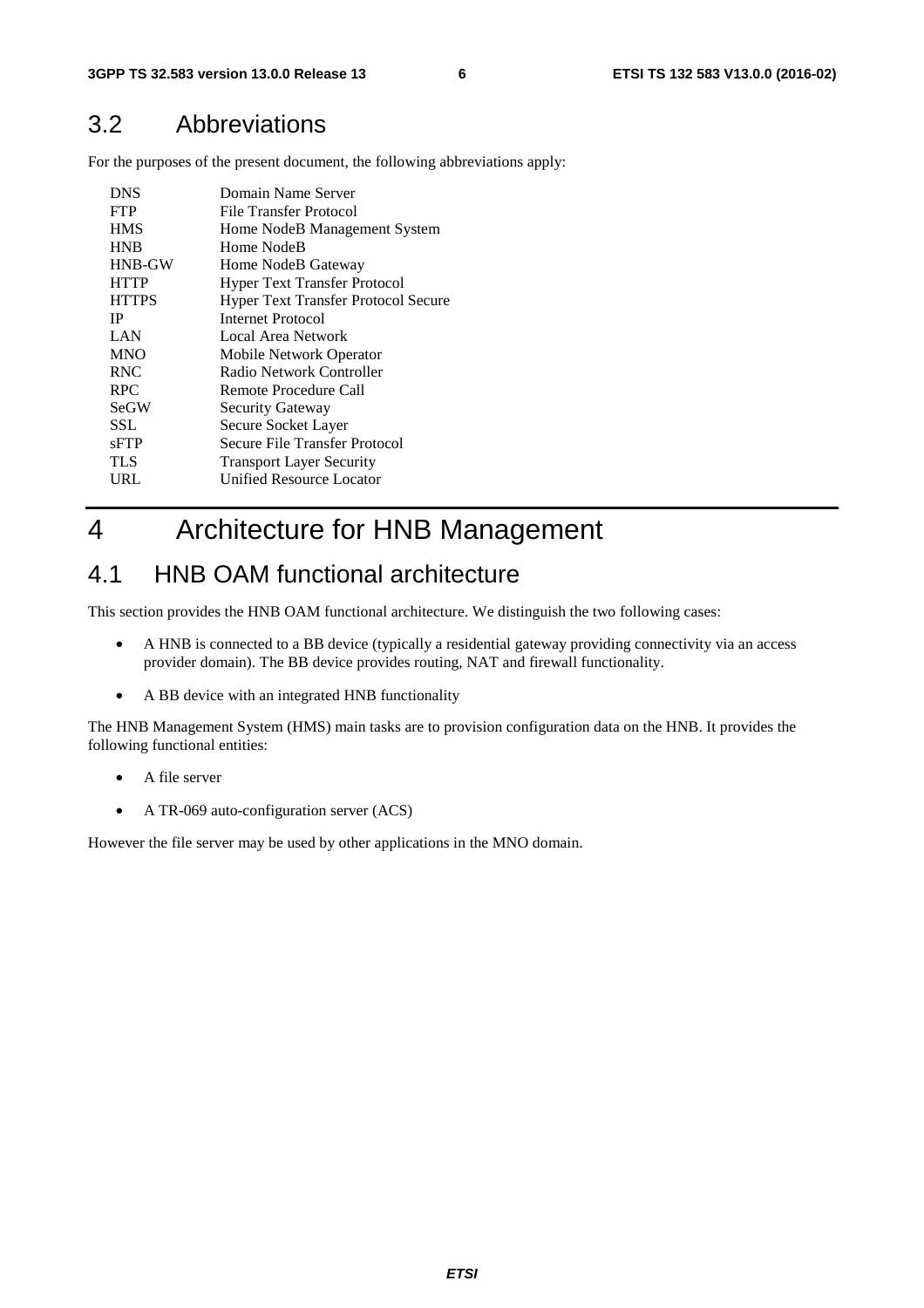## 3.2 Abbreviations

For the purposes of the present document, the following abbreviations apply:

| | |
|---|---|
| DNS | Domain Name Server |
| FTP | File Transfer Protocol |
| HMS | Home NodeB Management System |
| HNB | Home NodeB |
| HNB-GW | Home NodeB Gateway |
| HTTP | Hyper Text Transfer Protocol |
| HTTPS | Hyper Text Transfer Protocol Secure |
| IP | Internet Protocol |
| LAN | Local Area Network |
| MNO | Mobile Network Operator |
| RNC | Radio Network Controller |
| RPC | Remote Procedure Call |
| SeGW | Security Gateway |
| SSL | Secure Socket Layer |
| sFTP | Secure File Transfer Protocol |
| TLS | Transport Layer Security |
| URL | Unified Resource Locator |

# 4 Architecture for HNB Management

## 4.1 HNB OAM functional architecture

This section provides the HNB OAM functional architecture. We distinguish the two following cases:

- A HNB is connected to a BB device (typically a residential gateway providing connectivity via an access provider domain). The BB device provides routing, NAT and firewall functionality.
- A BB device with an integrated HNB functionality

The HNB Management System (HMS) main tasks are to provision configuration data on the HNB. It provides the following functional entities:

- A file server
- A TR-069 auto-configuration server (ACS)

However the file server may be used by other applications in the MNO domain.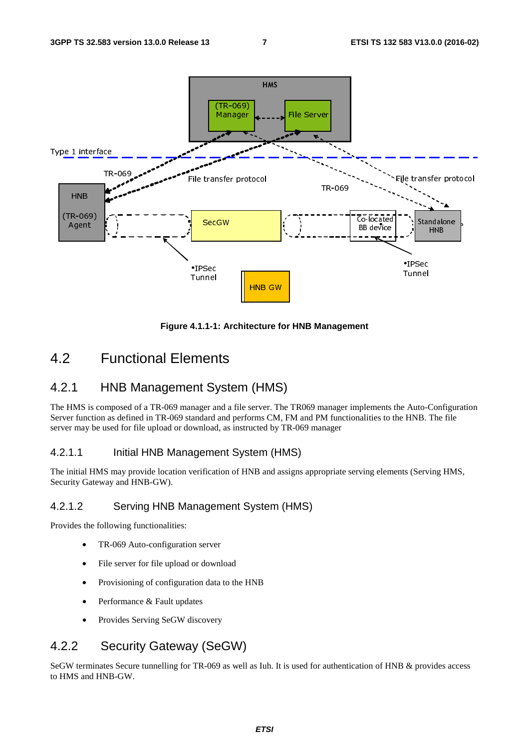Figure 4.1.1-1: Architecture for HNB Management

## 4.2 Functional Elements

### 4.2.1 HNB Management System (HMS)

The HMS is composed of a TR-069 manager and a file server. The TR069 manager implements the Auto-Configuration Server function as defined in TR-069 standard and performs CM, FM and PM functionalities to the HNB. The file server may be used for file upload or download, as instructed by TR-069 manager

#### 4.2.1.1 Initial HNB Management System (HMS)

The initial HMS may provide location verification of HNB and assigns appropriate serving elements (Serving HMS, Security Gateway and HNB-GW).

#### 4.2.1.2 Serving HNB Management System (HMS)

Provides the following functionalities:

- TR-069 Auto-configuration server
- File server for file upload or download
- Provisioning of configuration data to the HNB
- Performance & Fault updates
- Provides Serving SeGW discovery

### 4.2.2 Security Gateway (SeGW)

SeGW terminates Secure tunnelling for TR-069 as well as Iuh. It is used for authentication of HNB & provides access to HMS and HNB-GW.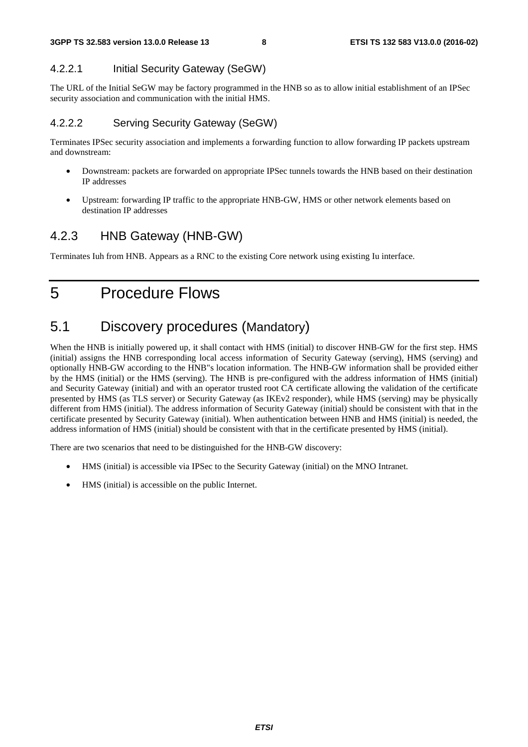#### 4.2.2.1 Initial Security Gateway (SeGW)

The URL of the Initial SeGW may be factory programmed in the HNB so as to allow initial establishment of an IPSec security association and communication with the initial HMS.

#### 4.2.2.2 Serving Security Gateway (SeGW)

Terminates IPSec security association and implements a forwarding function to allow forwarding IP packets upstream and downstream:

- Downstream: packets are forwarded on appropriate IPSec tunnels towards the HNB based on their destination IP addresses
- Upstream: forwarding IP traffic to the appropriate HNB-GW, HMS or other network elements based on destination IP addresses

### 4.2.3 HNB Gateway (HNB-GW)

Terminates Iuh from HNB. Appears as a RNC to the existing Core network using existing Iu interface.

# 5 Procedure Flows

## 5.1 Discovery procedures (Mandatory)

When the HNB is initially powered up, it shall contact with HMS (initial) to discover HNB-GW for the first step. HMS (initial) assigns the HNB corresponding local access information of Security Gateway (serving), HMS (serving) and optionally HNB-GW according to the HNB"s location information. The HNB-GW information shall be provided either by the HMS (initial) or the HMS (serving). The HNB is pre-configured with the address information of HMS (initial) and Security Gateway (initial) and with an operator trusted root CA certificate allowing the validation of the certificate presented by HMS (as TLS server) or Security Gateway (as IKEv2 responder), while HMS (serving) may be physically different from HMS (initial). The address information of Security Gateway (initial) should be consistent with that in the certificate presented by Security Gateway (initial). When authentication between HNB and HMS (initial) is needed, the address information of HMS (initial) should be consistent with that in the certificate presented by HMS (initial).

There are two scenarios that need to be distinguished for the HNB-GW discovery:

- HMS (initial) is accessible via IPSec to the Security Gateway (initial) on the MNO Intranet.
- HMS (initial) is accessible on the public Internet.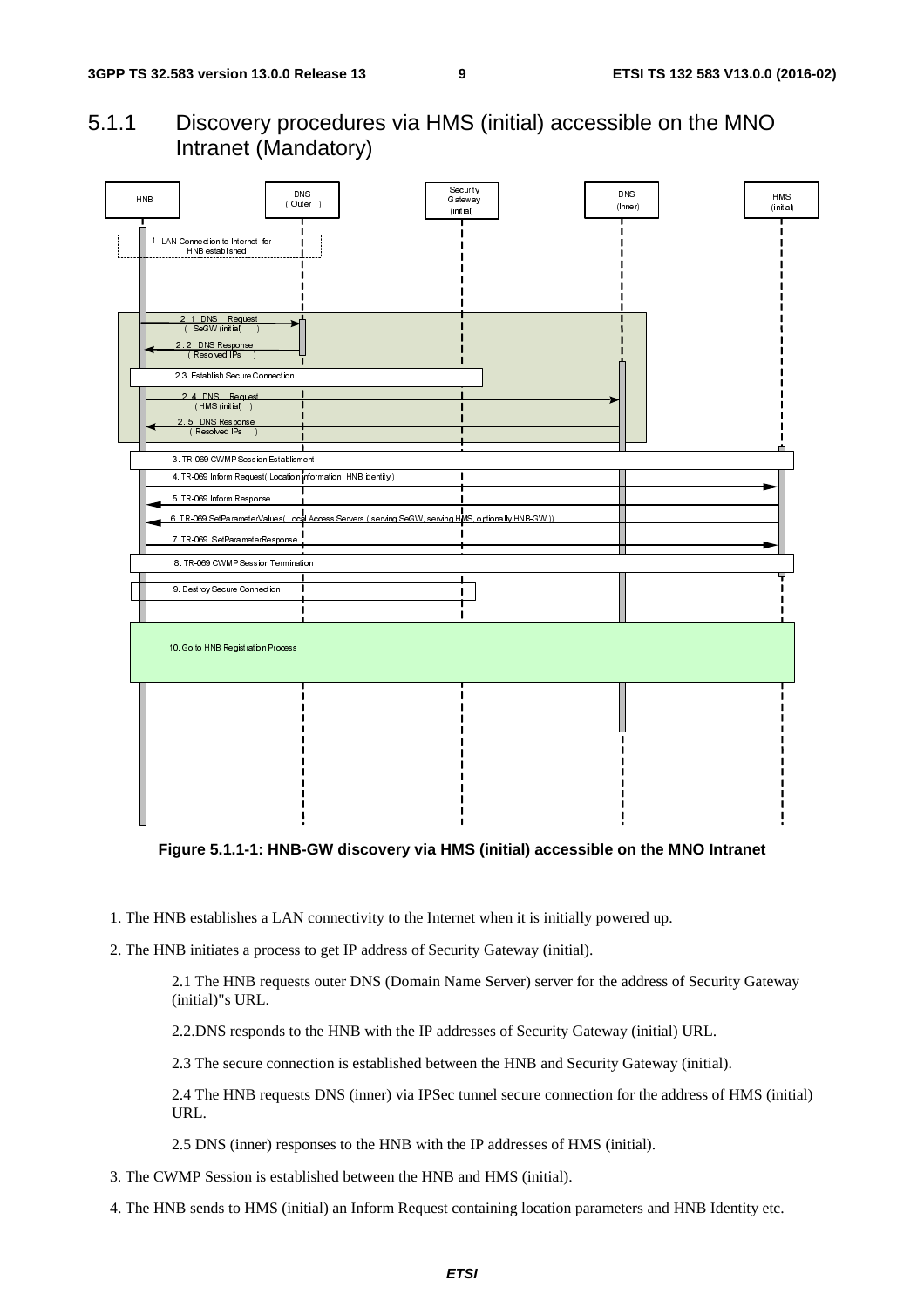### 5.1.1 Discovery procedures via HMS (initial) accessible on the MNO Intranet (Mandatory)

**Figure 5.1.1-1: HNB-GW discovery via HMS (initial) accessible on the MNO Intranet**

1. The HNB establishes a LAN connectivity to the Internet when it is initially powered up.

2. The HNB initiates a process to get IP address of Security Gateway (initial).

   2.1 The HNB requests outer DNS (Domain Name Server) server for the address of Security Gateway (initial)"s URL.

   2.2.DNS responds to the HNB with the IP addresses of Security Gateway (initial) URL.

   2.3 The secure connection is established between the HNB and Security Gateway (initial).

   2.4 The HNB requests DNS (inner) via IPSec tunnel secure connection for the address of HMS (initial) URL.

   2.5 DNS (inner) responses to the HNB with the IP addresses of HMS (initial).

3. The CWMP Session is established between the HNB and HMS (initial).

4. The HNB sends to HMS (initial) an Inform Request containing location parameters and HNB Identity etc.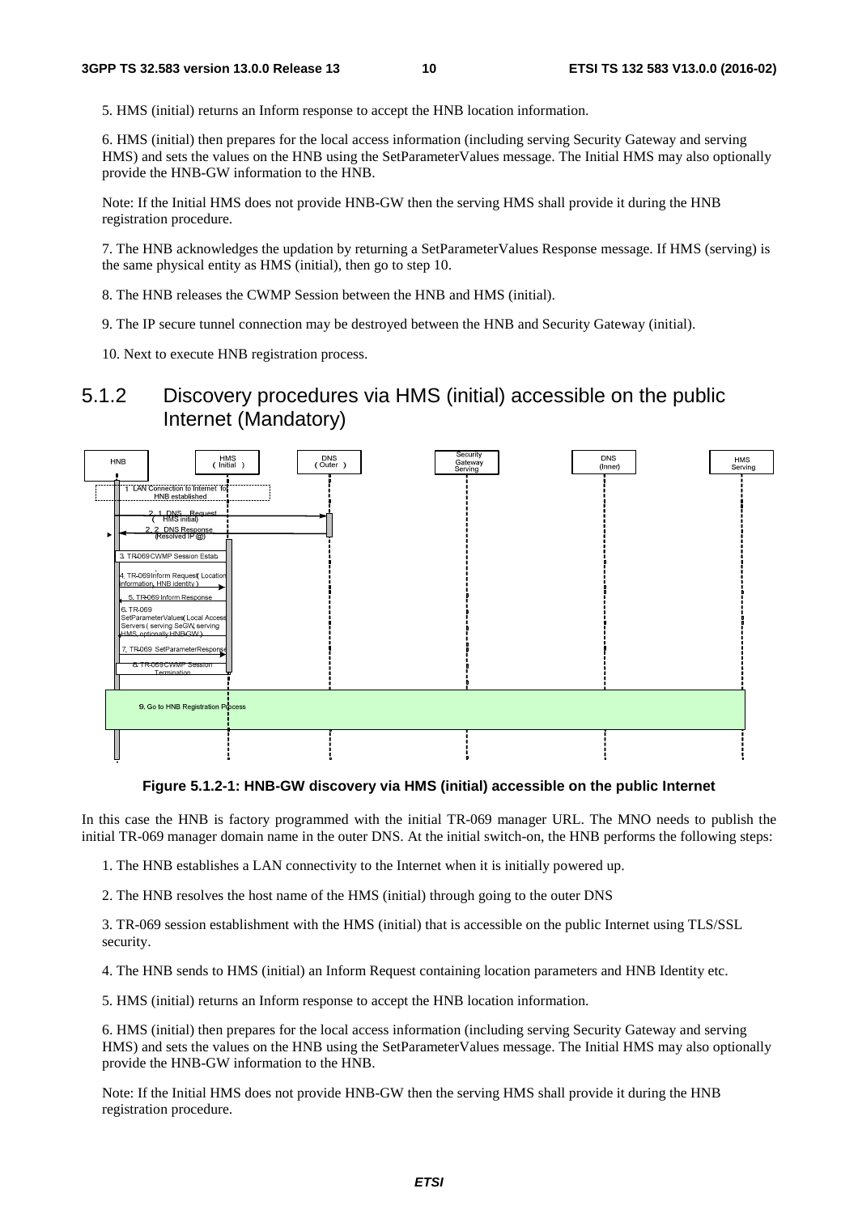5. HMS (initial) returns an Inform response to accept the HNB location information.

6. HMS (initial) then prepares for the local access information (including serving Security Gateway and serving HMS) and sets the values on the HNB using the SetParameterValues message. The Initial HMS may also optionally provide the HNB-GW information to the HNB.

Note: If the Initial HMS does not provide HNB-GW then the serving HMS shall provide it during the HNB registration procedure.

7. The HNB acknowledges the updation by returning a SetParameterValues Response message. If HMS (serving) is the same physical entity as HMS (initial), then go to step 10.

8. The HNB releases the CWMP Session between the HNB and HMS (initial).

9. The IP secure tunnel connection may be destroyed between the HNB and Security Gateway (initial).

10. Next to execute HNB registration process.

## 5.1.2 Discovery procedures via HMS (initial) accessible on the public Internet (Mandatory)

**Figure 5.1.2-1: HNB-GW discovery via HMS (initial) accessible on the public Internet**

In this case the HNB is factory programmed with the initial TR-069 manager URL. The MNO needs to publish the initial TR-069 manager domain name in the outer DNS. At the initial switch-on, the HNB performs the following steps:

1. The HNB establishes a LAN connectivity to the Internet when it is initially powered up.

2. The HNB resolves the host name of the HMS (initial) through going to the outer DNS

3. TR-069 session establishment with the HMS (initial) that is accessible on the public Internet using TLS/SSL security.

4. The HNB sends to HMS (initial) an Inform Request containing location parameters and HNB Identity etc.

5. HMS (initial) returns an Inform response to accept the HNB location information.

6. HMS (initial) then prepares for the local access information (including serving Security Gateway and serving HMS) and sets the values on the HNB using the SetParameterValues message. The Initial HMS may also optionally provide the HNB-GW information to the HNB.

Note: If the Initial HMS does not provide HNB-GW then the serving HMS shall provide it during the HNB registration procedure.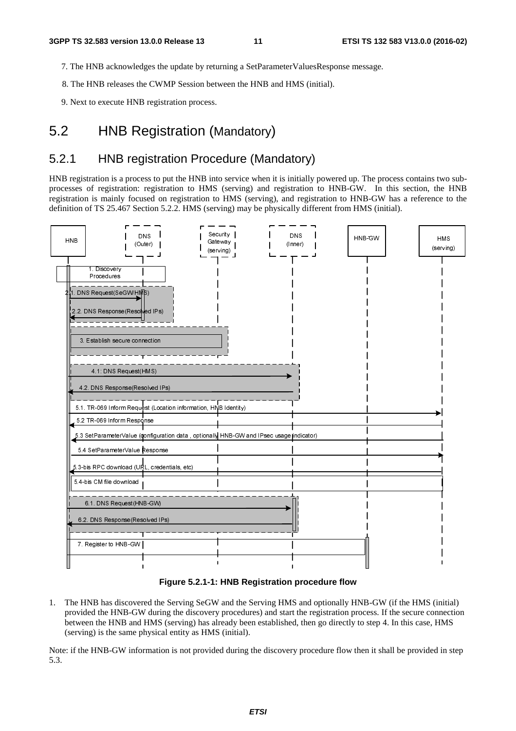7. The HNB acknowledges the update by returning a SetParameterValuesResponse message.

8. The HNB releases the CWMP Session between the HNB and HMS (initial).

9. Next to execute HNB registration process.

## 5.2 HNB Registration (Mandatory)

### 5.2.1 HNB registration Procedure (Mandatory)

HNB registration is a process to put the HNB into service when it is initially powered up. The process contains two sub-processes of registration: registration to HMS (serving) and registration to HNB-GW. In this section, the HNB registration is mainly focused on registration to HMS (serving), and registration to HNB-GW has a reference to the definition of TS 25.467 Section 5.2.2. HMS (serving) may be physically different from HMS (initial).

**Figure 5.2.1-1: HNB Registration procedure flow**

1. The HNB has discovered the Serving SeGW and the Serving HMS and optionally HNB-GW (if the HMS (initial) provided the HNB-GW during the discovery procedures) and start the registration process. If the secure connection between the HNB and HMS (serving) has already been established, then go directly to step 4. In this case, HMS (serving) is the same physical entity as HMS (initial).

Note: if the HNB-GW information is not provided during the discovery procedure flow then it shall be provided in step 5.3.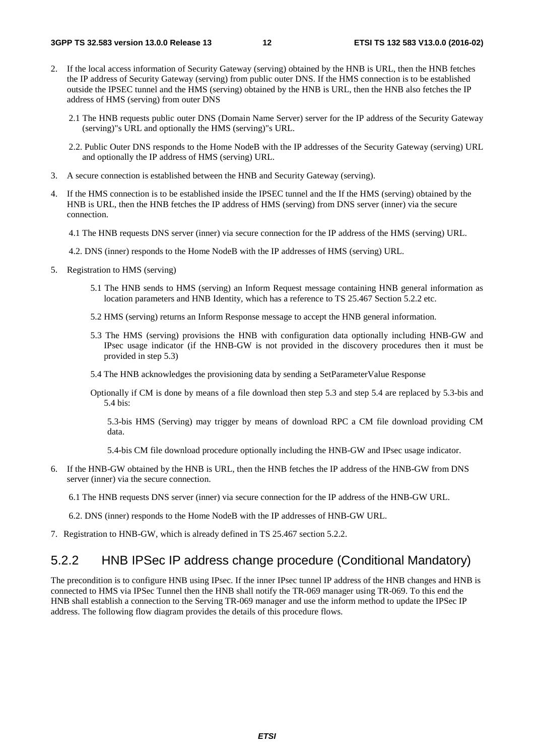2. If the local access information of Security Gateway (serving) obtained by the HNB is URL, then the HNB fetches the IP address of Security Gateway (serving) from public outer DNS. If the HMS connection is to be established outside the IPSEC tunnel and the HMS (serving) obtained by the HNB is URL, then the HNB also fetches the IP address of HMS (serving) from outer DNS

   2.1 The HNB requests public outer DNS (Domain Name Server) server for the IP address of the Security Gateway (serving)"s URL and optionally the HMS (serving)"s URL.

   2.2. Public Outer DNS responds to the Home NodeB with the IP addresses of the Security Gateway (serving) URL and optionally the IP address of HMS (serving) URL.

3. A secure connection is established between the HNB and Security Gateway (serving).

4. If the HMS connection is to be established inside the IPSEC tunnel and the If the HMS (serving) obtained by the HNB is URL, then the HNB fetches the IP address of HMS (serving) from DNS server (inner) via the secure connection.

   4.1 The HNB requests DNS server (inner) via secure connection for the IP address of the HMS (serving) URL.

   4.2. DNS (inner) responds to the Home NodeB with the IP addresses of HMS (serving) URL.

5. Registration to HMS (serving)

   5.1 The HNB sends to HMS (serving) an Inform Request message containing HNB general information as location parameters and HNB Identity, which has a reference to TS 25.467 Section 5.2.2 etc.

   5.2 HMS (serving) returns an Inform Response message to accept the HNB general information.

   5.3 The HMS (serving) provisions the HNB with configuration data optionally including HNB-GW and IPsec usage indicator (if the HNB-GW is not provided in the discovery procedures then it must be provided in step 5.3)

   5.4 The HNB acknowledges the provisioning data by sending a SetParameterValue Response

   Optionally if CM is done by means of a file download then step 5.3 and step 5.4 are replaced by 5.3-bis and 5.4 bis:

   5.3-bis HMS (Serving) may trigger by means of download RPC a CM file download providing CM data.

   5.4-bis CM file download procedure optionally including the HNB-GW and IPsec usage indicator.

6. If the HNB-GW obtained by the HNB is URL, then the HNB fetches the IP address of the HNB-GW from DNS server (inner) via the secure connection.

   6.1 The HNB requests DNS server (inner) via secure connection for the IP address of the HNB-GW URL.

   6.2. DNS (inner) responds to the Home NodeB with the IP addresses of HNB-GW URL.

7. Registration to HNB-GW, which is already defined in TS 25.467 section 5.2.2.

### 5.2.2 HNB IPSec IP address change procedure (Conditional Mandatory)

The precondition is to configure HNB using IPsec. If the inner IPsec tunnel IP address of the HNB changes and HNB is connected to HMS via IPSec Tunnel then the HNB shall notify the TR-069 manager using TR-069. To this end the HNB shall establish a connection to the Serving TR-069 manager and use the inform method to update the IPSec IP address. The following flow diagram provides the details of this procedure flows.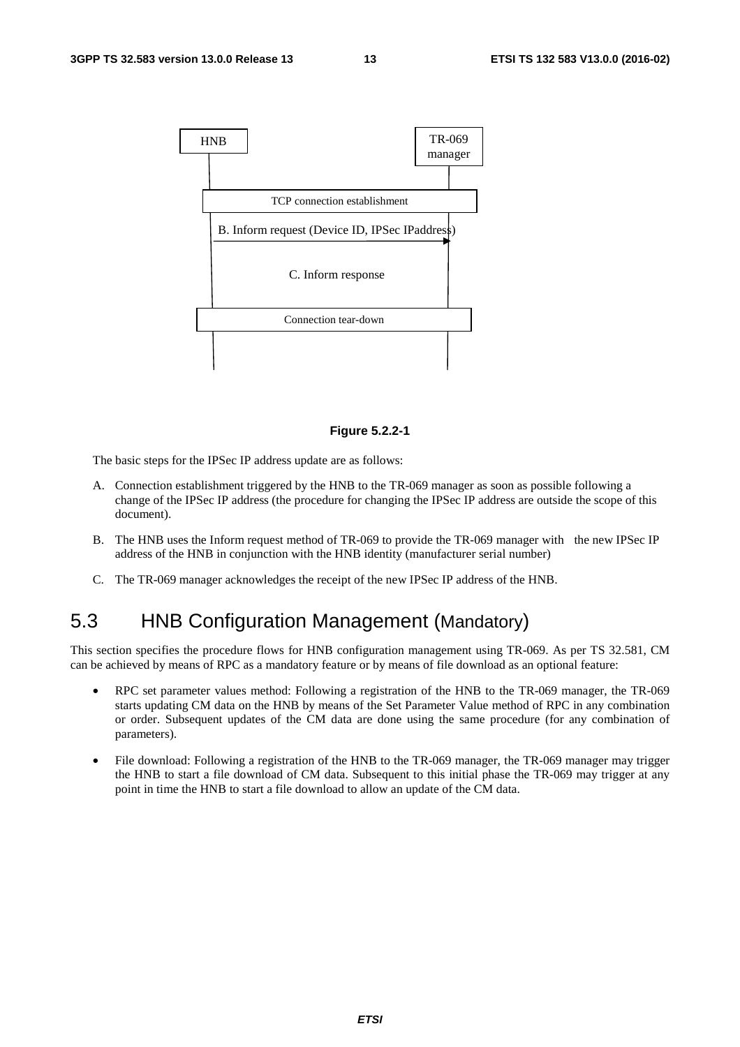HNB

TR-069 manager

TCP connection establishment

B. Inform request (Device ID, IPSec IPaddress)

C. Inform response

Connection tear-down

**Figure 5.2.2-1**

The basic steps for the IPSec IP address update are as follows:

A. Connection establishment triggered by the HNB to the TR-069 manager as soon as possible following a change of the IPSec IP address (the procedure for changing the IPSec IP address are outside the scope of this document).

B. The HNB uses the Inform request method of TR-069 to provide the TR-069 manager with the new IPSec IP address of the HNB in conjunction with the HNB identity (manufacturer serial number)

C. The TR-069 manager acknowledges the receipt of the new IPSec IP address of the HNB.

## 5.3 HNB Configuration Management (Mandatory)

This section specifies the procedure flows for HNB configuration management using TR-069. As per TS 32.581, CM can be achieved by means of RPC as a mandatory feature or by means of file download as an optional feature:

- RPC set parameter values method: Following a registration of the HNB to the TR-069 manager, the TR-069 starts updating CM data on the HNB by means of the Set Parameter Value method of RPC in any combination or order. Subsequent updates of the CM data are done using the same procedure (for any combination of parameters).
- File download: Following a registration of the HNB to the TR-069 manager, the TR-069 manager may trigger the HNB to start a file download of CM data. Subsequent to this initial phase the TR-069 may trigger at any point in time the HNB to start a file download to allow an update of the CM data.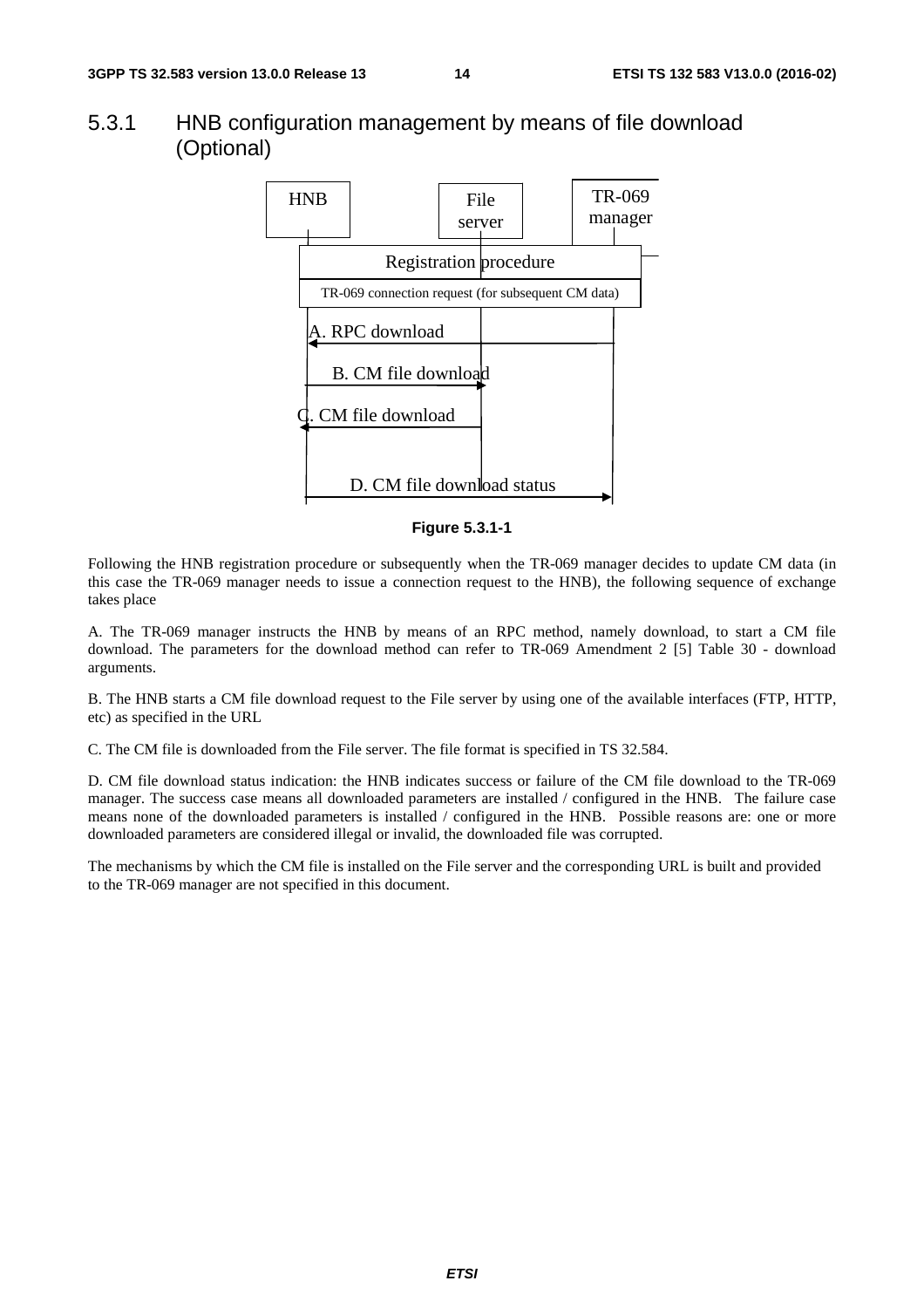### 5.3.1 HNB configuration management by means of file download (Optional)

**Figure 5.3.1-1**

Following the HNB registration procedure or subsequently when the TR-069 manager decides to update CM data (in this case the TR-069 manager needs to issue a connection request to the HNB), the following sequence of exchange takes place

A. The TR-069 manager instructs the HNB by means of an RPC method, namely download, to start a CM file download. The parameters for the download method can refer to TR-069 Amendment 2 [5] Table 30 - download arguments.

B. The HNB starts a CM file download request to the File server by using one of the available interfaces (FTP, HTTP, etc) as specified in the URL

C. The CM file is downloaded from the File server. The file format is specified in TS 32.584.

D. CM file download status indication: the HNB indicates success or failure of the CM file download to the TR-069 manager. The success case means all downloaded parameters are installed / configured in the HNB. The failure case means none of the downloaded parameters is installed / configured in the HNB. Possible reasons are: one or more downloaded parameters are considered illegal or invalid, the downloaded file was corrupted.

The mechanisms by which the CM file is installed on the File server and the corresponding URL is built and provided to the TR-069 manager are not specified in this document.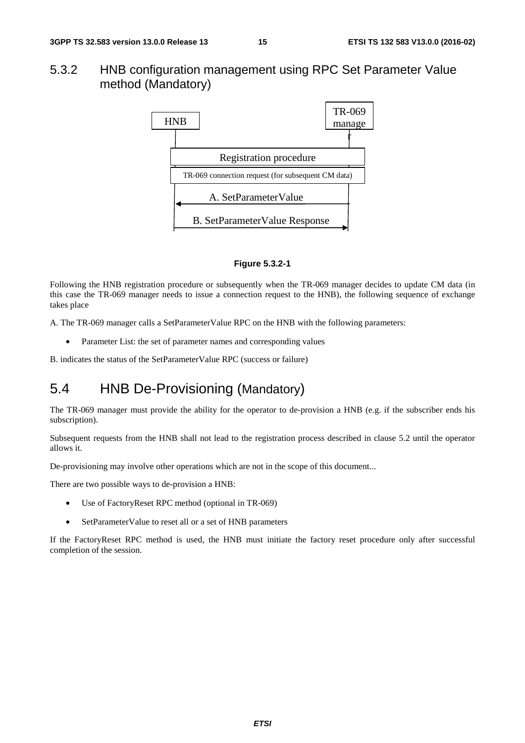## 5.3.2 HNB configuration management using RPC Set Parameter Value method (Mandatory)

**Figure 5.3.2-1**

Following the HNB registration procedure or subsequently when the TR-069 manager decides to update CM data (in this case the TR-069 manager needs to issue a connection request to the HNB), the following sequence of exchange takes place

A. The TR-069 manager calls a SetParameterValue RPC on the HNB with the following parameters:

- Parameter List: the set of parameter names and corresponding values

B. indicates the status of the SetParameterValue RPC (success or failure)

# 5.4 HNB De-Provisioning (Mandatory)

The TR-069 manager must provide the ability for the operator to de-provision a HNB (e.g. if the subscriber ends his subscription).

Subsequent requests from the HNB shall not lead to the registration process described in clause 5.2 until the operator allows it.

De-provisioning may involve other operations which are not in the scope of this document...

There are two possible ways to de-provision a HNB:

- Use of FactoryReset RPC method (optional in TR-069)
- SetParameterValue to reset all or a set of HNB parameters

If the FactoryReset RPC method is used, the HNB must initiate the factory reset procedure only after successful completion of the session.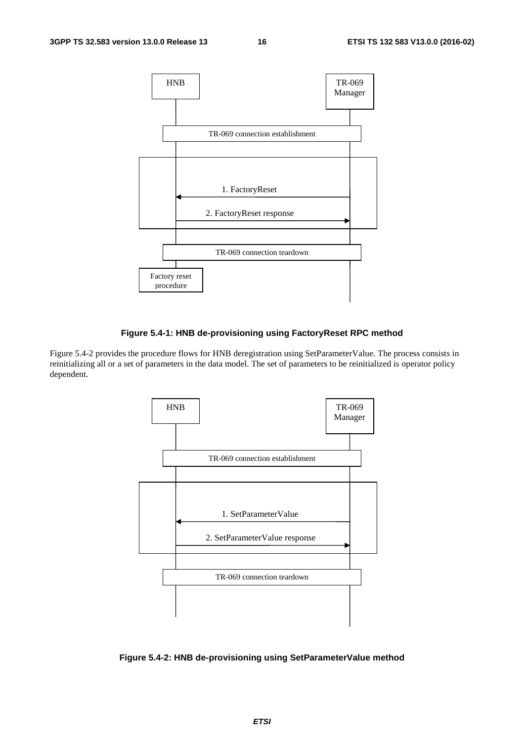**Figure 5.4-1: HNB de-provisioning using FactoryReset RPC method**

Figure 5.4-2 provides the procedure flows for HNB deregistration using SetParameterValue. The process consists in reinitializing all or a set of parameters in the data model. The set of parameters to be reinitialized is operator policy dependent.

**Figure 5.4-2: HNB de-provisioning using SetParameterValue method**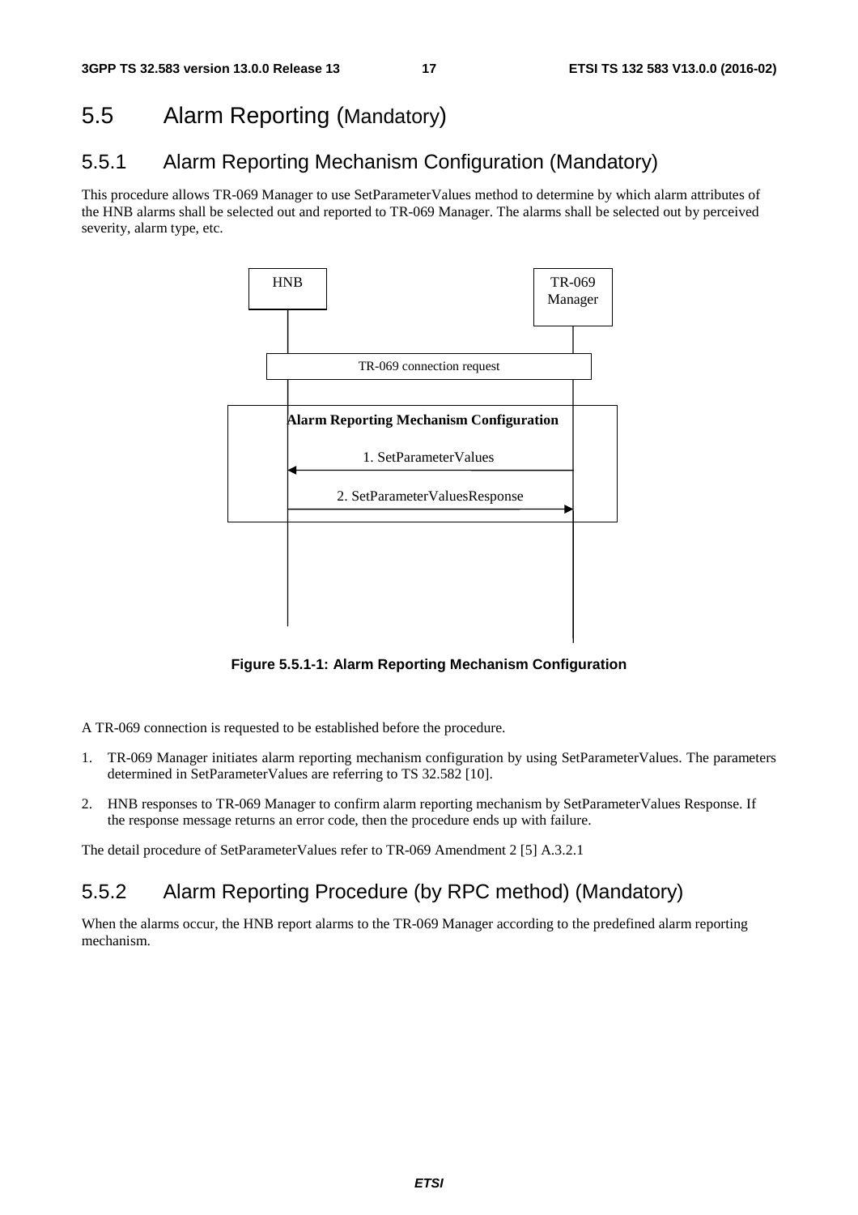# 5.5 Alarm Reporting (Mandatory)

## 5.5.1 Alarm Reporting Mechanism Configuration (Mandatory)

This procedure allows TR-069 Manager to use SetParameterValues method to determine by which alarm attributes of the HNB alarms shall be selected out and reported to TR-069 Manager. The alarms shall be selected out by perceived severity, alarm type, etc.

HNB

TR-069 Manager

TR-069 connection request

Alarm Reporting Mechanism Configuration

1. SetParameterValues

2. SetParameterValuesResponse

**Figure 5.5.1-1: Alarm Reporting Mechanism Configuration**

A TR-069 connection is requested to be established before the procedure.

1. TR-069 Manager initiates alarm reporting mechanism configuration by using SetParameterValues. The parameters determined in SetParameterValues are referring to TS 32.582 [10].

2. HNB responses to TR-069 Manager to confirm alarm reporting mechanism by SetParameterValues Response. If the response message returns an error code, then the procedure ends up with failure.

The detail procedure of SetParameterValues refer to TR-069 Amendment 2 [5] A.3.2.1

## 5.5.2 Alarm Reporting Procedure (by RPC method) (Mandatory)

When the alarms occur, the HNB report alarms to the TR-069 Manager according to the predefined alarm reporting mechanism.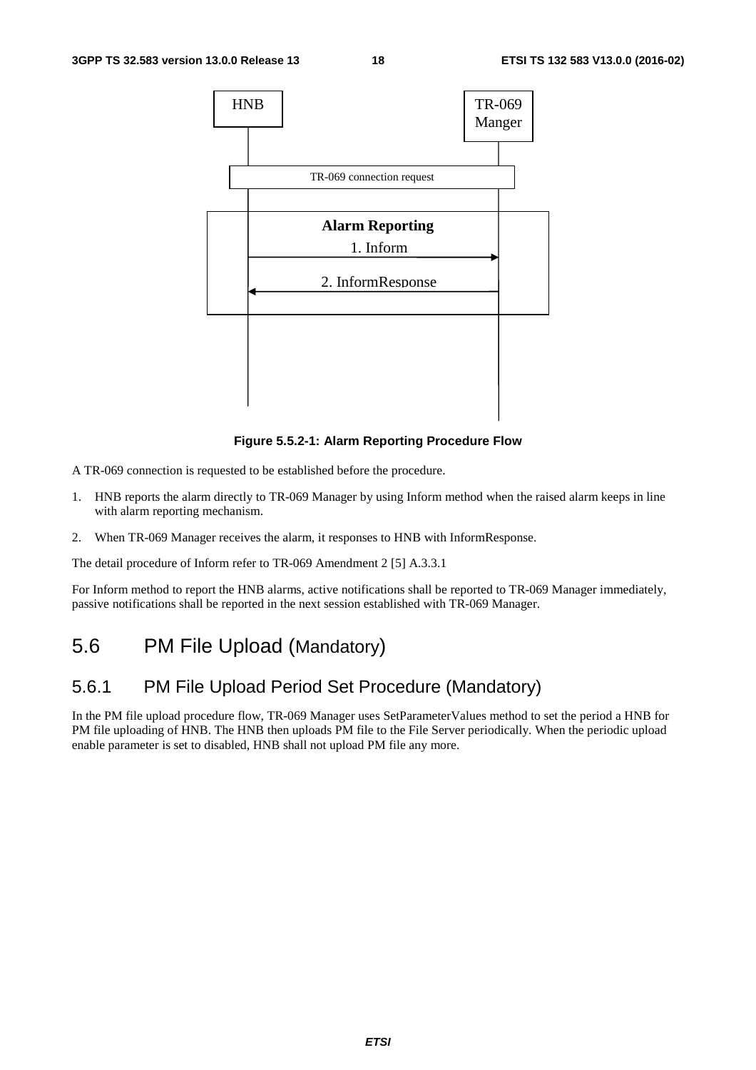HNB

TR-069 Manger

TR-069 connection request

**Alarm Reporting**

1. Inform

2. InformResponse

**Figure 5.5.2-1: Alarm Reporting Procedure Flow**

A TR-069 connection is requested to be established before the procedure.

1. HNB reports the alarm directly to TR-069 Manager by using Inform method when the raised alarm keeps in line with alarm reporting mechanism.
2. When TR-069 Manager receives the alarm, it responses to HNB with InformResponse.

The detail procedure of Inform refer to TR-069 Amendment 2 [5] A.3.3.1

For Inform method to report the HNB alarms, active notifications shall be reported to TR-069 Manager immediately, passive notifications shall be reported in the next session established with TR-069 Manager.

# 5.6 PM File Upload (Mandatory)

## 5.6.1 PM File Upload Period Set Procedure (Mandatory)

In the PM file upload procedure flow, TR-069 Manager uses SetParameterValues method to set the period a HNB for PM file uploading of HNB. The HNB then uploads PM file to the File Server periodically. When the periodic upload enable parameter is set to disabled, HNB shall not upload PM file any more.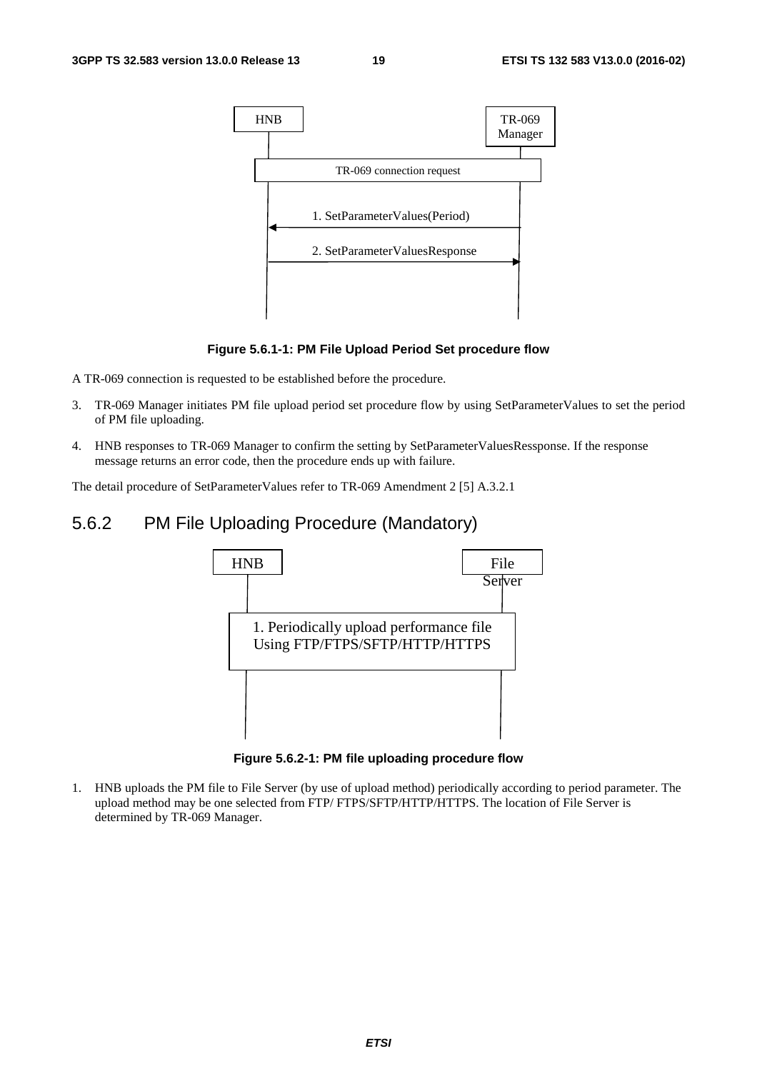Figure 5.6.1-1: PM File Upload Period Set procedure flow

A TR-069 connection is requested to be established before the procedure.

3. TR-069 Manager initiates PM file upload period set procedure flow by using SetParameterValues to set the period of PM file uploading.

4. HNB responses to TR-069 Manager to confirm the setting by SetParameterValuesRessponse. If the response message returns an error code, then the procedure ends up with failure.

The detail procedure of SetParameterValues refer to TR-069 Amendment 2 [5] A.3.2.1

### 5.6.2 PM File Uploading Procedure (Mandatory)

Figure 5.6.2-1: PM file uploading procedure flow

1. HNB uploads the PM file to File Server (by use of upload method) periodically according to period parameter. The upload method may be one selected from FTP/ FTPS/SFTP/HTTP/HTTPS. The location of File Server is determined by TR-069 Manager.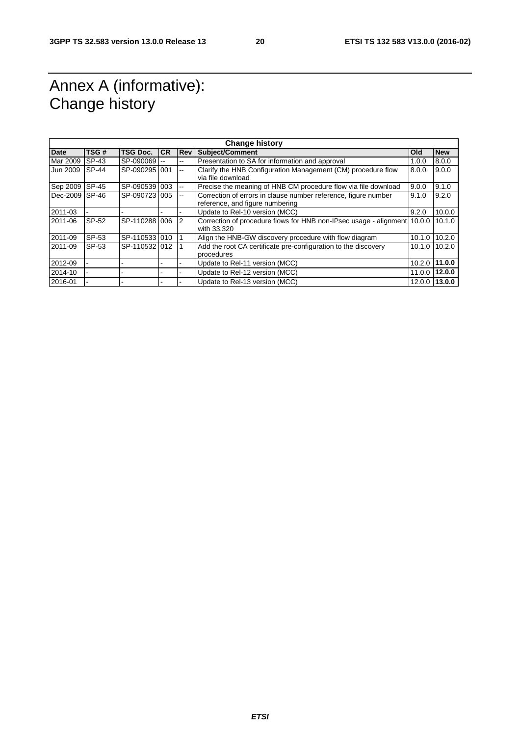# Annex A (informative): Change history

| Change history | | | | | | | |
|---|---|---|---|---|---|---|---|
| **Date** | **TSG #** | **TSG Doc.** | **CR** | **Rev** | **Subject/Comment** | **Old** | **New** |
| Mar 2009 | SP-43 | SP-090069 | -- | -- | Presentation to SA for information and approval | 1.0.0 | 8.0.0 |
| Jun 2009 | SP-44 | SP-090295 | 001 | -- | Clarify the HNB Configuration Management (CM) procedure flow via file download | 8.0.0 | 9.0.0 |
| Sep 2009 | SP-45 | SP-090539 | 003 | -- | Precise the meaning of HNB CM procedure flow via file download | 9.0.0 | 9.1.0 |
| Dec-2009 | SP-46 | SP-090723 | 005 | -- | Correction of errors in clause number reference, figure number reference, and figure numbering | 9.1.0 | 9.2.0 |
| 2011-03 | - | - | - | - | Update to Rel-10 version (MCC) | 9.2.0 | 10.0.0 |
| 2011-06 | SP-52 | SP-110288 | 006 | 2 | Correction of procedure flows for HNB non-IPsec usage - alignment with 33.320 | 10.0.0 | 10.1.0 |
| 2011-09 | SP-53 | SP-110533 | 010 | 1 | Align the HNB-GW discovery procedure with flow diagram | 10.1.0 | 10.2.0 |
| 2011-09 | SP-53 | SP-110532 | 012 | 1 | Add the root CA certificate pre-configuration to the discovery procedures | 10.1.0 | 10.2.0 |
| 2012-09 | - | - | - | - | Update to Rel-11 version (MCC) | 10.2.0 | **11.0.0** |
| 2014-10 | - | - | - | - | Update to Rel-12 version (MCC) | 11.0.0 | **12.0.0** |
| 2016-01 | - | - | - | - | Update to Rel-13 version (MCC) | 12.0.0 | **13.0.0** |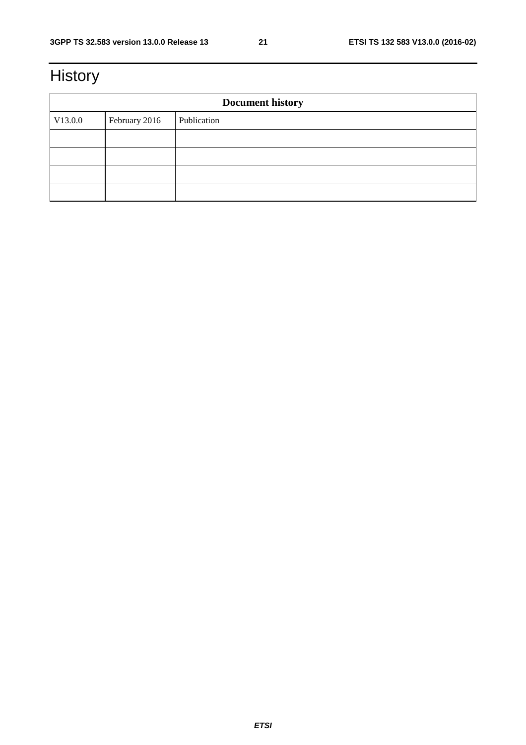# History

| Document history | | |
|---|---|---|
| V13.0.0 | February 2016 | Publication |
| | | |
| | | |
| | | |
| | | |